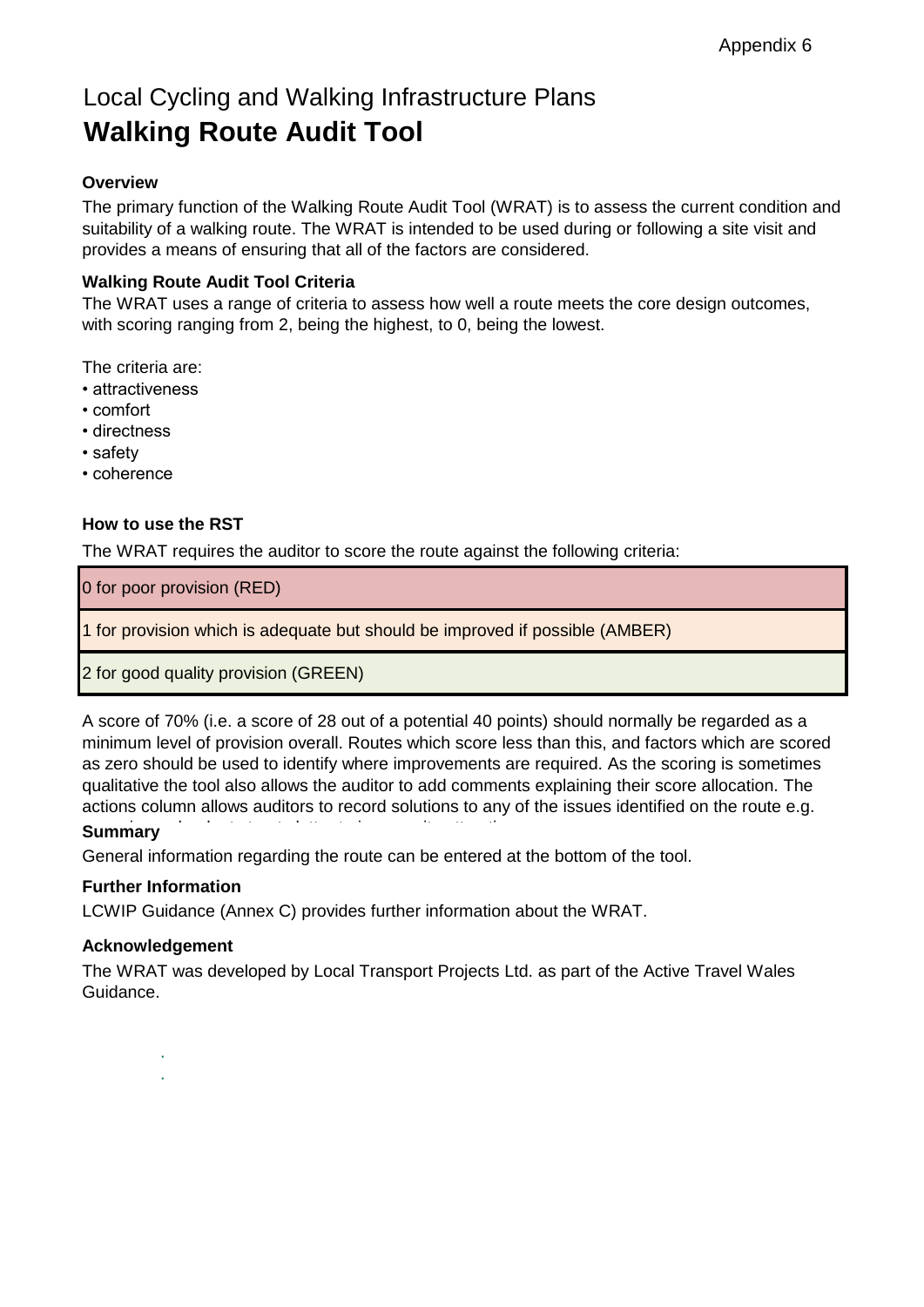Appendix 6

# Local Cycling and Walking Infrastructure Plans
# **Walking Route Audit Tool**

### Overview

The primary function of the Walking Route Audit Tool (WRAT) is to assess the current condition and suitability of a walking route. The WRAT is intended to be used during or following a site visit and provides a means of ensuring that all of the factors are considered.

### Walking Route Audit Tool Criteria

The WRAT uses a range of criteria to assess how well a route meets the core design outcomes, with scoring ranging from 2, being the highest, to 0, being the lowest.

The criteria are:

- attractiveness
- comfort
- directness
- safety
- coherence

### How to use the RST

The WRAT requires the auditor to score the route against the following criteria:

| |
|---|
| 0 for poor provision (RED) |
| 1 for provision which is adequate but should be improved if possible (AMBER) |
| 2 for good quality provision (GREEN) |

A score of 70% (i.e. a score of 28 out of a potential 40 points) should normally be regarded as a minimum level of provision overall. Routes which score less than this, and factors which are scored as zero should be used to identify where improvements are required. As the scoring is sometimes qualitative the tool also allows the auditor to add comments explaining their score allocation. The actions column allows auditors to record solutions to any of the issues identified on the route e.g.

### Summary

General information regarding the route can be entered at the bottom of the tool.

### Further Information

LCWIP Guidance (Annex C) provides further information about the WRAT.

### Acknowledgement

The WRAT was developed by Local Transport Projects Ltd. as part of the Active Travel Wales Guidance.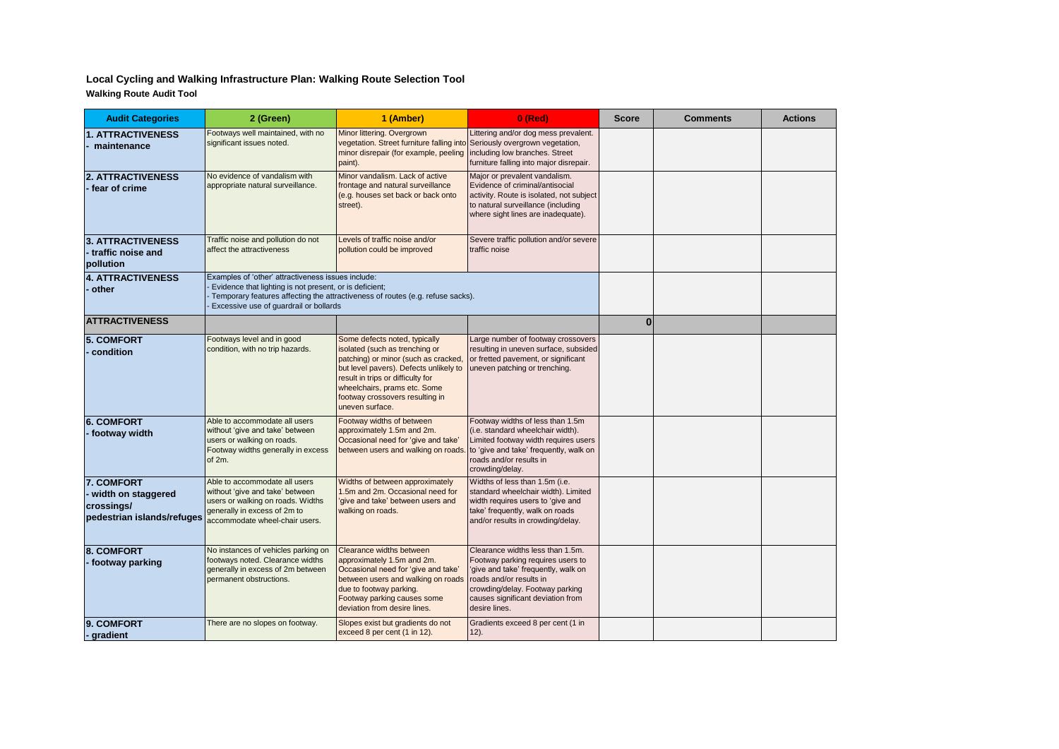## Local Cycling and Walking Infrastructure Plan: Walking Route Selection Tool

### Walking Route Audit Tool

| Audit Categories | 2 (Green) | 1 (Amber) | 0 (Red) | Score | Comments | Actions |
|---|---|---|---|---|---|---|
| **1. ATTRACTIVENESS - maintenance** | Footways well maintained, with no significant issues noted. | Minor littering. Overgrown vegetation. Street furniture falling into minor disrepair (for example, peeling paint). | Littering and/or dog mess prevalent. Seriously overgrown vegetation, including low branches. Street furniture falling into major disrepair. | | | |
| **2. ATTRACTIVENESS - fear of crime** | No evidence of vandalism with appropriate natural surveillance. | Minor vandalism. Lack of active frontage and natural surveillance (e.g. houses set back or back onto street). | Major or prevalent vandalism. Evidence of criminal/antisocial activity. Route is isolated, not subject to natural surveillance (including where sight lines are inadequate). | | | |
| **3. ATTRACTIVENESS - traffic noise and pollution** | Traffic noise and pollution do not affect the attractiveness | Levels of traffic noise and/or pollution could be improved | Severe traffic pollution and/or severe traffic noise | | | |
| **4. ATTRACTIVENESS - other** | Examples of 'other' attractiveness issues include:<br>- Evidence that lighting is not present, or is deficient;<br>- Temporary features affecting the attractiveness of routes (e.g. refuse sacks).<br>- Excessive use of guardrail or bollards | | | | | |
| **ATTRACTIVENESS** | | | | 0 | | |
| **5. COMFORT - condition** | Footways level and in good condition, with no trip hazards. | Some defects noted, typically isolated (such as trenching or patching) or minor (such as cracked, but level pavers). Defects unlikely to result in trips or difficulty for wheelchairs, prams etc. Some footway crossovers resulting in uneven surface. | Large number of footway crossovers resulting in uneven surface, subsided or fretted pavement, or significant uneven patching or trenching. | | | |
| **6. COMFORT - footway width** | Able to accommodate all users without 'give and take' between users or walking on roads. Footway widths generally in excess of 2m. | Footway widths of between approximately 1.5m and 2m. Occasional need for 'give and take' between users and walking on roads. | Footway widths of less than 1.5m (i.e. standard wheelchair width). Limited footway width requires users to 'give and take' frequently, walk on roads and/or results in crowding/delay. | | | |
| **7. COMFORT - width on staggered crossings/ pedestrian islands/refuges** | Able to accommodate all users without 'give and take' between users or walking on roads. Widths generally in excess of 2m to accommodate wheel-chair users. | Widths of between approximately 1.5m and 2m. Occasional need for 'give and take' between users and walking on roads. | Widths of less than 1.5m (i.e. standard wheelchair width). Limited width requires users to 'give and take' frequently, walk on roads and/or results in crowding/delay. | | | |
| **8. COMFORT - footway parking** | No instances of vehicles parking on footways noted. Clearance widths generally in excess of 2m between permanent obstructions. | Clearance widths between approximately 1.5m and 2m. Occasional need for 'give and take' between users and walking on roads due to footway parking. Footway parking causes some deviation from desire lines. | Clearance widths less than 1.5m. Footway parking requires users to 'give and take' frequently, walk on roads and/or results in crowding/delay. Footway parking causes significant deviation from desire lines. | | | |
| **9. COMFORT - gradient** | There are no slopes on footway. | Slopes exist but gradients do not exceed 8 per cent (1 in 12). | Gradients exceed 8 per cent (1 in 12). | | | |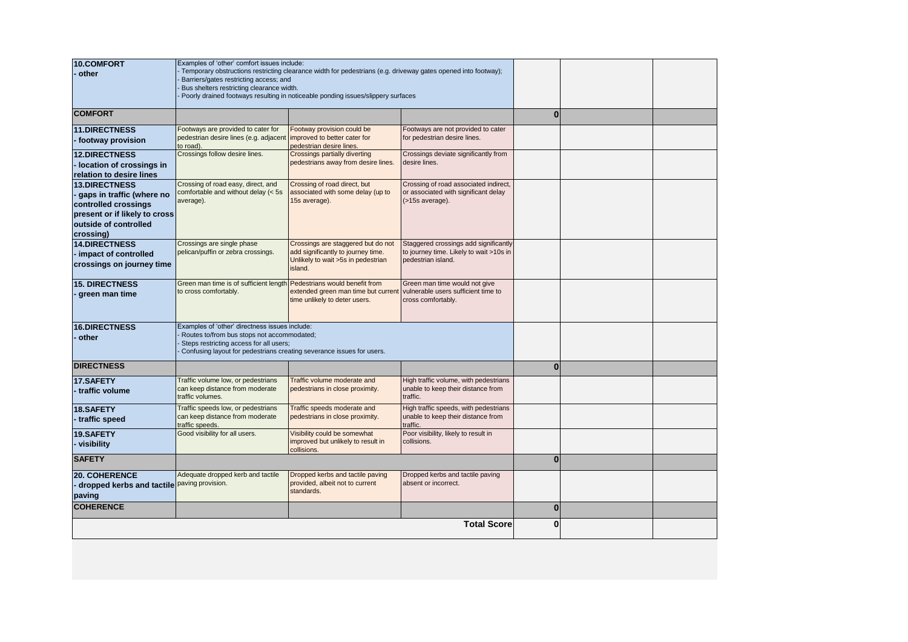| | | | | | | |
|---|---|---|---|---|---|---|
| **10.COMFORT - other** | Examples of 'other' comfort issues include:<br>- Temporary obstructions restricting clearance width for pedestrians (e.g. driveway gates opened into footway);<br>- Barriers/gates restricting access; and<br>- Bus shelters restricting clearance width.<br>- Poorly drained footways resulting in noticeable ponding issues/slippery surfaces | | | | | |
| **COMFORT** | | | | **0** | | |
| **11.DIRECTNESS - footway provision** | Footways are provided to cater for pedestrian desire lines (e.g. adjacent to road). | Footway provision could be improved to better cater for pedestrian desire lines. | Footways are not provided to cater for pedestrian desire lines. | | | |
| **12.DIRECTNESS - location of crossings in relation to desire lines** | Crossings follow desire lines. | Crossings partially diverting pedestrians away from desire lines. | Crossings deviate significantly from desire lines. | | | |
| **13.DIRECTNESS - gaps in traffic (where no controlled crossings present or if likely to cross outside of controlled crossing)** | Crossing of road easy, direct, and comfortable and without delay (< 5s average). | Crossing of road direct, but associated with some delay (up to 15s average). | Crossing of road associated indirect, or associated with significant delay (>15s average). | | | |
| **14.DIRECTNESS - impact of controlled crossings on journey time** | Crossings are single phase pelican/puffin or zebra crossings. | Crossings are staggered but do not add significantly to journey time. Unlikely to wait >5s in pedestrian island. | Staggered crossings add significantly to journey time. Likely to wait >10s in pedestrian island. | | | |
| **15. DIRECTNESS - green man time** | Green man time is of sufficient length to cross comfortably. | Pedestrians would benefit from extended green man time but current time unlikely to deter users. | Green man time would not give vulnerable users sufficient time to cross comfortably. | | | |
| **16.DIRECTNESS - other** | Examples of 'other' directness issues include:<br>- Routes to/from bus stops not accommodated;<br>- Steps restricting access for all users;<br>- Confusing layout for pedestrians creating severance issues for users. | | | | | |
| **DIRECTNESS** | | | | **0** | | |
| **17.SAFETY - traffic volume** | Traffic volume low, or pedestrians can keep distance from moderate traffic volumes. | Traffic volume moderate and pedestrians in close proximity. | High traffic volume, with pedestrians unable to keep their distance from traffic. | | | |
| **18.SAFETY - traffic speed** | Traffic speeds low, or pedestrians can keep distance from moderate traffic speeds. | Traffic speeds moderate and pedestrians in close proximity. | High traffic speeds, with pedestrians unable to keep their distance from traffic. | | | |
| **19.SAFETY - visibility** | Good visibility for all users. | Visibility could be somewhat improved but unlikely to result in collisions. | Poor visibility, likely to result in collisions. | | | |
| **SAFETY** | | | | **0** | | |
| **20. COHERENCE - dropped kerbs and tactile paving** | Adequate dropped kerb and tactile paving provision. | Dropped kerbs and tactile paving provided, albeit not to current standards. | Dropped kerbs and tactile paving absent or incorrect. | | | |
| **COHERENCE** | | | | **0** | | |
| | | | **Total Score** | **0** | | |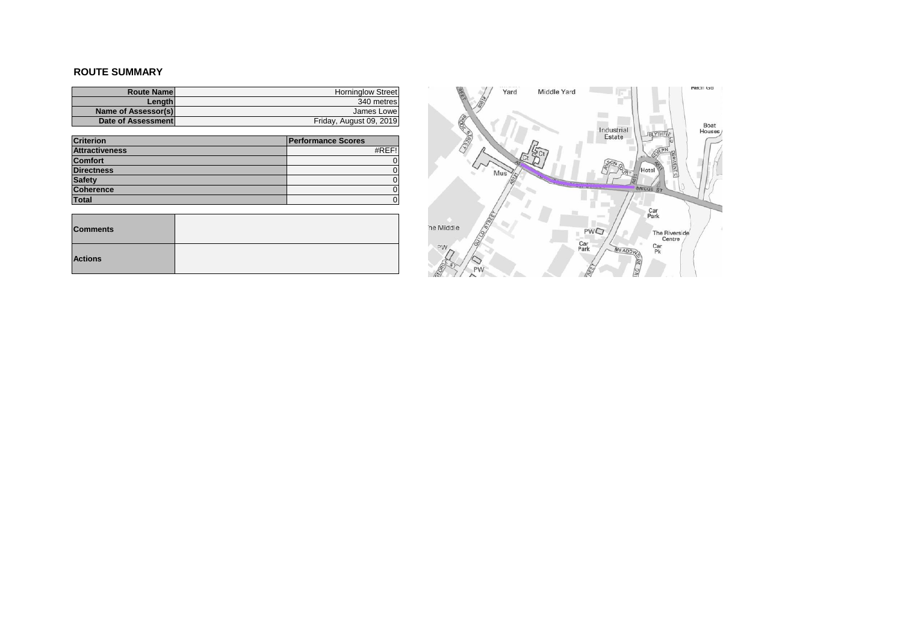## ROUTE SUMMARY

| | |
|---|---|
| **Route Name** | Horninglow Street |
| **Length** | 340 metres |
| **Name of Assessor(s)** | James Lowe |
| **Date of Assessment** | Friday, August 09, 2019 |

| **Criterion** | **Performance Scores** |
|---|---|
| **Attractiveness** | #REF! |
| **Comfort** | 0 |
| **Directness** | 0 |
| **Safety** | 0 |
| **Coherence** | 0 |
| **Total** | 0 |

| | |
|---|---|
| **Comments** | |
| **Actions** | |

Yard
Middle Yard
Industrial Estate
Boat Houses
Hotel
Mus
BRIDGE ST
Car Park
The Middle
PW
The Riverside Centre
Car Pk